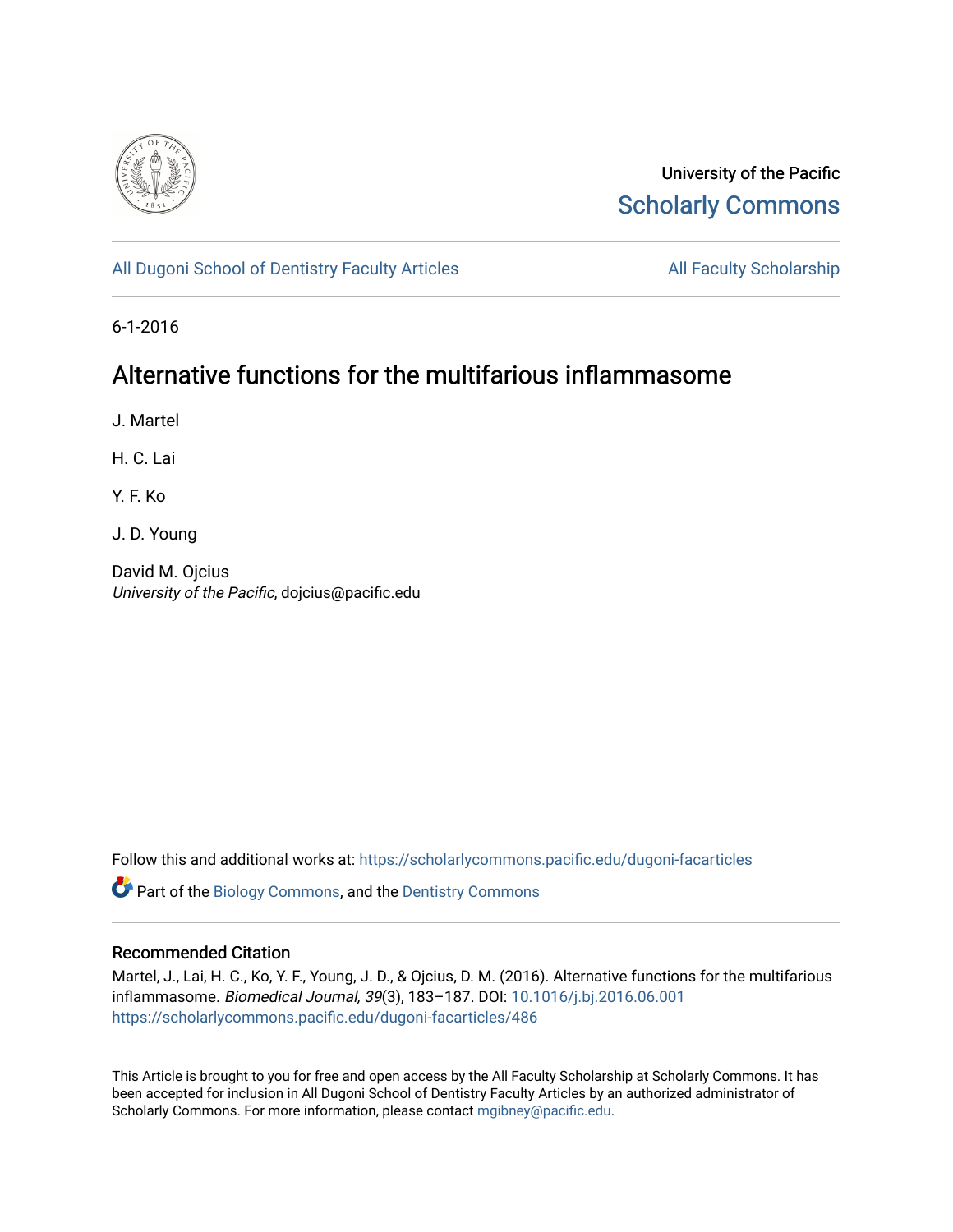University of the Pacific

Scholarly Commons

All Dugoni School of Dentistry Faculty Articles

All Faculty Scholarship

6-1-2016

# Alternative functions for the multifarious inflammasome

J. Martel

H. C. Lai

Y. F. Ko

J. D. Young

David M. Ojcius
*University of the Pacific*, dojcius@pacific.edu

Follow this and additional works at: https://scholarlycommons.pacific.edu/dugoni-facarticles

Part of the Biology Commons, and the Dentistry Commons

## Recommended Citation

Martel, J., Lai, H. C., Ko, Y. F., Young, J. D., & Ojcius, D. M. (2016). Alternative functions for the multifarious inflammasome. *Biomedical Journal, 39*(3), 183–187. DOI: 10.1016/j.bj.2016.06.001
https://scholarlycommons.pacific.edu/dugoni-facarticles/486

This Article is brought to you for free and open access by the All Faculty Scholarship at Scholarly Commons. It has been accepted for inclusion in All Dugoni School of Dentistry Faculty Articles by an authorized administrator of Scholarly Commons. For more information, please contact mgibney@pacific.edu.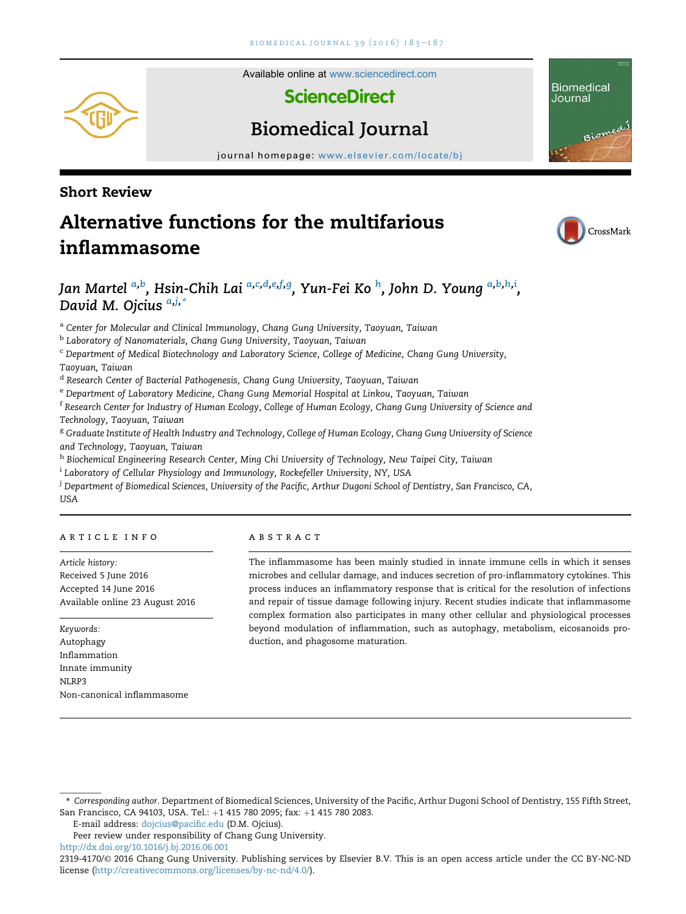Short Review

# Alternative functions for the multifarious inflammasome

Jan Martel [a,b], Hsin-Chih Lai [a,c,d,e,f,g], Yun-Fei Ko [h], John D. Young [a,b,h,i], David M. Ojcius [a,j,*]

[a] Center for Molecular and Clinical Immunology, Chang Gung University, Taoyuan, Taiwan
[b] Laboratory of Nanomaterials, Chang Gung University, Taoyuan, Taiwan
[c] Department of Medical Biotechnology and Laboratory Science, College of Medicine, Chang Gung University, Taoyuan, Taiwan
[d] Research Center of Bacterial Pathogenesis, Chang Gung University, Taoyuan, Taiwan
[e] Department of Laboratory Medicine, Chang Gung Memorial Hospital at Linkou, Taoyuan, Taiwan
[f] Research Center for Industry of Human Ecology, College of Human Ecology, Chang Gung University of Science and Technology, Taoyuan, Taiwan
[g] Graduate Institute of Health Industry and Technology, College of Human Ecology, Chang Gung University of Science and Technology, Taoyuan, Taiwan
[h] Biochemical Engineering Research Center, Ming Chi University of Technology, New Taipei City, Taiwan
[i] Laboratory of Cellular Physiology and Immunology, Rockefeller University, NY, USA
[j] Department of Biomedical Sciences, University of the Pacific, Arthur Dugoni School of Dentistry, San Francisco, CA, USA

## ARTICLE INFO

*Article history:*
Received 5 June 2016
Accepted 14 June 2016
Available online 23 August 2016

*Keywords:*
Autophagy
Inflammation
Innate immunity
NLRP3
Non-canonical inflammasome

## ABSTRACT

The inflammasome has been mainly studied in innate immune cells in which it senses microbes and cellular damage, and induces secretion of pro-inflammatory cytokines. This process induces an inflammatory response that is critical for the resolution of infections and repair of tissue damage following injury. Recent studies indicate that inflammasome complex formation also participates in many other cellular and physiological processes beyond modulation of inflammation, such as autophagy, metabolism, eicosanoids production, and phagosome maturation.

\* *Corresponding author*. Department of Biomedical Sciences, University of the Pacific, Arthur Dugoni School of Dentistry, 155 Fifth Street, San Francisco, CA 94103, USA. Tel.: +1 415 780 2095; fax: +1 415 780 2083.
E-mail address: dojcius@pacific.edu (D.M. Ojcius).
Peer review under responsibility of Chang Gung University.

http://dx.doi.org/10.1016/j.bj.2016.06.001
2319-4170/© 2016 Chang Gung University. Publishing services by Elsevier B.V. This is an open access article under the CC BY-NC-ND license (http://creativecommons.org/licenses/by-nc-nd/4.0/).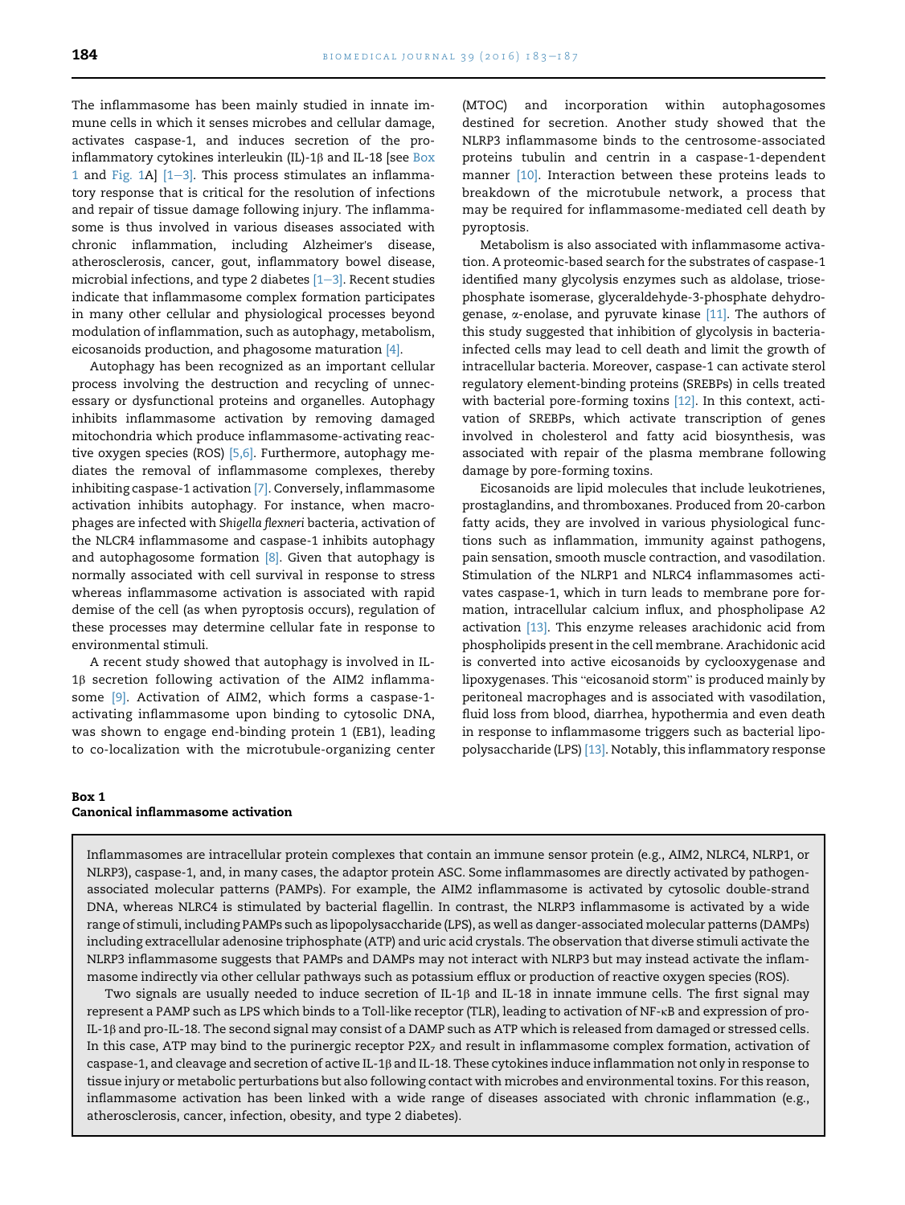The inflammasome has been mainly studied in innate immune cells in which it senses microbes and cellular damage, activates caspase-1, and induces secretion of the pro-inflammatory cytokines interleukin (IL)-1β and IL-18 [see Box 1 and Fig. 1A] [1–3]. This process stimulates an inflammatory response that is critical for the resolution of infections and repair of tissue damage following injury. The inflammasome is thus involved in various diseases associated with chronic inflammation, including Alzheimer's disease, atherosclerosis, cancer, gout, inflammatory bowel disease, microbial infections, and type 2 diabetes [1–3]. Recent studies indicate that inflammasome complex formation participates in many other cellular and physiological processes beyond modulation of inflammation, such as autophagy, metabolism, eicosanoids production, and phagosome maturation [4].

Autophagy has been recognized as an important cellular process involving the destruction and recycling of unnecessary or dysfunctional proteins and organelles. Autophagy inhibits inflammasome activation by removing damaged mitochondria which produce inflammasome-activating reactive oxygen species (ROS) [5,6]. Furthermore, autophagy mediates the removal of inflammasome complexes, thereby inhibiting caspase-1 activation [7]. Conversely, inflammasome activation inhibits autophagy. For instance, when macrophages are infected with *Shigella flexneri* bacteria, activation of the NLCR4 inflammasome and caspase-1 inhibits autophagy and autophagosome formation [8]. Given that autophagy is normally associated with cell survival in response to stress whereas inflammasome activation is associated with rapid demise of the cell (as when pyroptosis occurs), regulation of these processes may determine cellular fate in response to environmental stimuli.

A recent study showed that autophagy is involved in IL-1β secretion following activation of the AIM2 inflammasome [9]. Activation of AIM2, which forms a caspase-1-activating inflammasome upon binding to cytosolic DNA, was shown to engage end-binding protein 1 (EB1), leading to co-localization with the microtubule-organizing center (MTOC) and incorporation within autophagosomes destined for secretion. Another study showed that the NLRP3 inflammasome binds to the centrosome-associated proteins tubulin and centrin in a caspase-1-dependent manner [10]. Interaction between these proteins leads to breakdown of the microtubule network, a process that may be required for inflammasome-mediated cell death by pyroptosis.

Metabolism is also associated with inflammasome activation. A proteomic-based search for the substrates of caspase-1 identified many glycolysis enzymes such as aldolase, triose-phosphate isomerase, glyceraldehyde-3-phosphate dehydrogenase, α-enolase, and pyruvate kinase [11]. The authors of this study suggested that inhibition of glycolysis in bacteria-infected cells may lead to cell death and limit the growth of intracellular bacteria. Moreover, caspase-1 can activate sterol regulatory element-binding proteins (SREBPs) in cells treated with bacterial pore-forming toxins [12]. In this context, activation of SREBPs, which activate transcription of genes involved in cholesterol and fatty acid biosynthesis, was associated with repair of the plasma membrane following damage by pore-forming toxins.

Eicosanoids are lipid molecules that include leukotrienes, prostaglandins, and thromboxanes. Produced from 20-carbon fatty acids, they are involved in various physiological functions such as inflammation, immunity against pathogens, pain sensation, smooth muscle contraction, and vasodilation. Stimulation of the NLRP1 and NLRC4 inflammasomes activates caspase-1, which in turn leads to membrane pore formation, intracellular calcium influx, and phospholipase A2 activation [13]. This enzyme releases arachidonic acid from phospholipids present in the cell membrane. Arachidonic acid is converted into active eicosanoids by cyclooxygenase and lipoxygenases. This "eicosanoid storm" is produced mainly by peritoneal macrophages and is associated with vasodilation, fluid loss from blood, diarrhea, hypothermia and even death in response to inflammasome triggers such as bacterial lipopolysaccharide (LPS) [13]. Notably, this inflammatory response

**Box 1**
**Canonical inflammasome activation**

Inflammasomes are intracellular protein complexes that contain an immune sensor protein (e.g., AIM2, NLRC4, NLRP1, or NLRP3), caspase-1, and, in many cases, the adaptor protein ASC. Some inflammasomes are directly activated by pathogen-associated molecular patterns (PAMPs). For example, the AIM2 inflammasome is activated by cytosolic double-strand DNA, whereas NLRC4 is stimulated by bacterial flagellin. In contrast, the NLRP3 inflammasome is activated by a wide range of stimuli, including PAMPs such as lipopolysaccharide (LPS), as well as danger-associated molecular patterns (DAMPs) including extracellular adenosine triphosphate (ATP) and uric acid crystals. The observation that diverse stimuli activate the NLRP3 inflammasome suggests that PAMPs and DAMPs may not interact with NLRP3 but may instead activate the inflammasome indirectly via other cellular pathways such as potassium efflux or production of reactive oxygen species (ROS).

Two signals are usually needed to induce secretion of IL-1β and IL-18 in innate immune cells. The first signal may represent a PAMP such as LPS which binds to a Toll-like receptor (TLR), leading to activation of NF-κB and expression of pro-IL-1β and pro-IL-18. The second signal may consist of a DAMP such as ATP which is released from damaged or stressed cells. In this case, ATP may bind to the purinergic receptor $P2X_7$ and result in inflammasome complex formation, activation of caspase-1, and cleavage and secretion of active IL-1β and IL-18. These cytokines induce inflammation not only in response to tissue injury or metabolic perturbations but also following contact with microbes and environmental toxins. For this reason, inflammasome activation has been linked with a wide range of diseases associated with chronic inflammation (e.g., atherosclerosis, cancer, infection, obesity, and type 2 diabetes).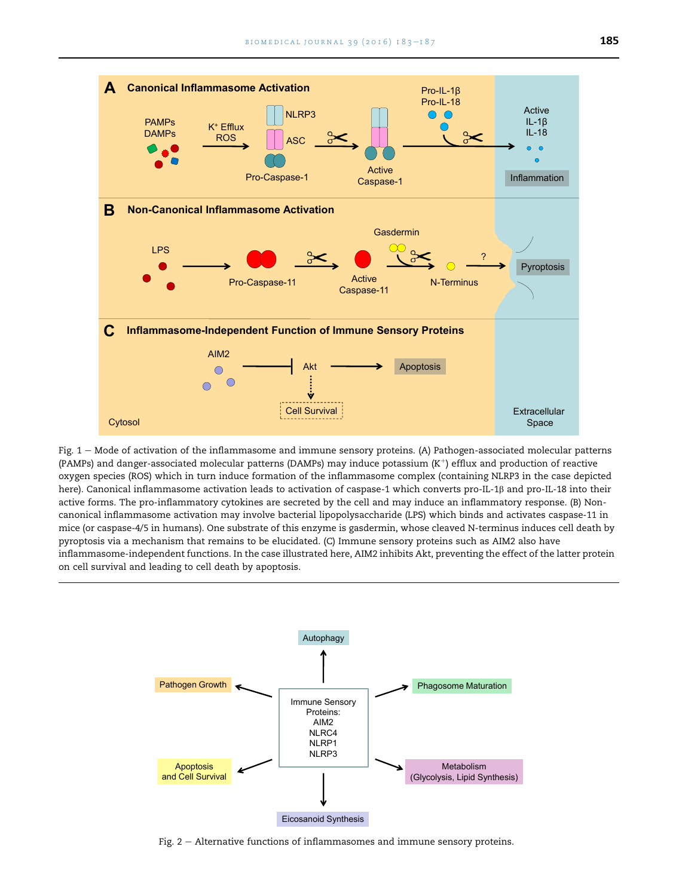Fig. 1 — Mode of activation of the inflammasome and immune sensory proteins. (A) Pathogen-associated molecular patterns (PAMPs) and danger-associated molecular patterns (DAMPs) may induce potassium ($K^+$) efflux and production of reactive oxygen species (ROS) which in turn induce formation of the inflammasome complex (containing NLRP3 in the case depicted here). Canonical inflammasome activation leads to activation of caspase-1 which converts pro-IL-1β and pro-IL-18 into their active forms. The pro-inflammatory cytokines are secreted by the cell and may induce an inflammatory response. (B) Non-canonical inflammasome activation may involve bacterial lipopolysaccharide (LPS) which binds and activates caspase-11 in mice (or caspase-4/5 in humans). One substrate of this enzyme is gasdermin, whose cleaved N-terminus induces cell death by pyroptosis via a mechanism that remains to be elucidated. (C) Immune sensory proteins such as AIM2 also have inflammasome-independent functions. In the case illustrated here, AIM2 inhibits Akt, preventing the effect of the latter protein on cell survival and leading to cell death by apoptosis.

Fig. 2 — Alternative functions of inflammasomes and immune sensory proteins.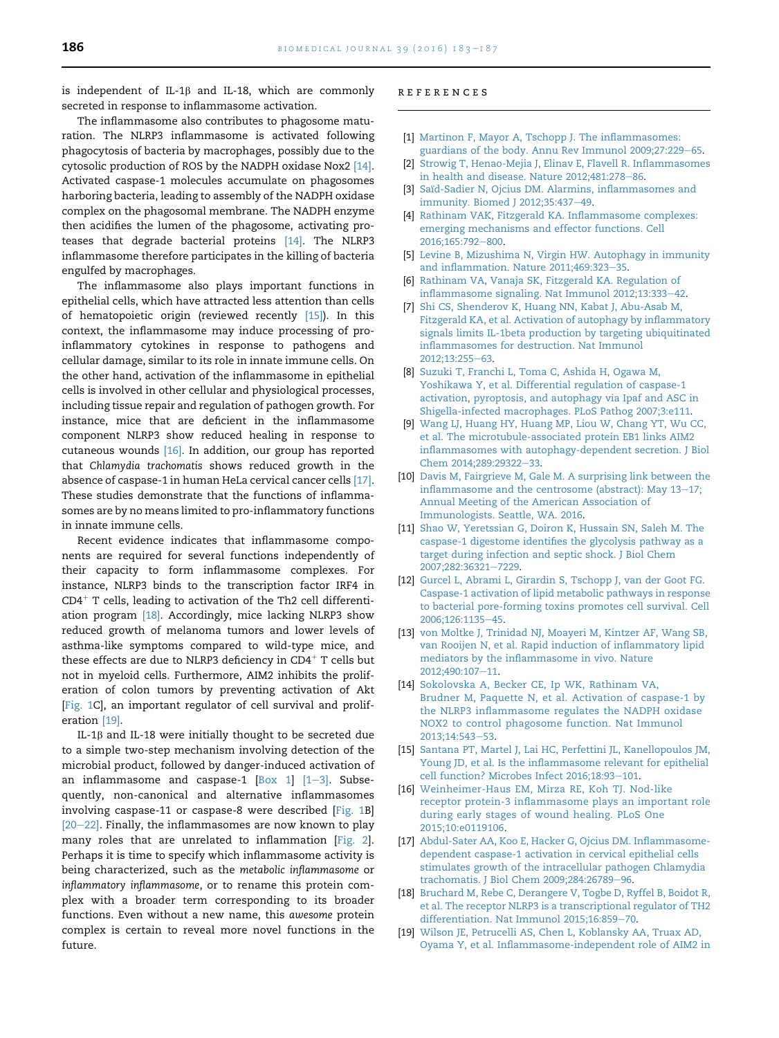is independent of IL-1β and IL-18, which are commonly secreted in response to inflammasome activation.

The inflammasome also contributes to phagosome maturation. The NLRP3 inflammasome is activated following phagocytosis of bacteria by macrophages, possibly due to the cytosolic production of ROS by the NADPH oxidase Nox2 [14]. Activated caspase-1 molecules accumulate on phagosomes harboring bacteria, leading to assembly of the NADPH oxidase complex on the phagosomal membrane. The NADPH enzyme then acidifies the lumen of the phagosome, activating proteases that degrade bacterial proteins [14]. The NLRP3 inflammasome therefore participates in the killing of bacteria engulfed by macrophages.

The inflammasome also plays important functions in epithelial cells, which have attracted less attention than cells of hematopoietic origin (reviewed recently [15]). In this context, the inflammasome may induce processing of pro-inflammatory cytokines in response to pathogens and cellular damage, similar to its role in innate immune cells. On the other hand, activation of the inflammasome in epithelial cells is involved in other cellular and physiological processes, including tissue repair and regulation of pathogen growth. For instance, mice that are deficient in the inflammasome component NLRP3 show reduced healing in response to cutaneous wounds [16]. In addition, our group has reported that *Chlamydia trachomatis* shows reduced growth in the absence of caspase-1 in human HeLa cervical cancer cells [17]. These studies demonstrate that the functions of inflammasomes are by no means limited to pro-inflammatory functions in innate immune cells.

Recent evidence indicates that inflammasome components are required for several functions independently of their capacity to form inflammasome complexes. For instance, NLRP3 binds to the transcription factor IRF4 in $CD4^+$ T cells, leading to activation of the Th2 cell differentiation program [18]. Accordingly, mice lacking NLRP3 show reduced growth of melanoma tumors and lower levels of asthma-like symptoms compared to wild-type mice, and these effects are due to NLRP3 deficiency in $CD4^+$ T cells but not in myeloid cells. Furthermore, AIM2 inhibits the proliferation of colon tumors by preventing activation of Akt [Fig. 1C], an important regulator of cell survival and proliferation [19].

IL-1β and IL-18 were initially thought to be secreted due to a simple two-step mechanism involving detection of the microbial product, followed by danger-induced activation of an inflammasome and caspase-1 [Box 1] [1–3]. Subsequently, non-canonical and alternative inflammasomes involving caspase-11 or caspase-8 were described [Fig. 1B] [20–22]. Finally, the inflammasomes are now known to play many roles that are unrelated to inflammation [Fig. 2]. Perhaps it is time to specify which inflammasome activity is being characterized, such as the *metabolic inflammasome* or *inflammatory inflammasome*, or to rename this protein complex with a broader term corresponding to its broader functions. Even without a new name, this *awesome* protein complex is certain to reveal more novel functions in the future.

## REFERENCES

[1] Martinon F, Mayor A, Tschopp J. The inflammasomes: guardians of the body. Annu Rev Immunol 2009;27:229–65.

[2] Strowig T, Henao-Mejia J, Elinav E, Flavell R. Inflammasomes in health and disease. Nature 2012;481:278–86.

[3] Saïd-Sadier N, Ojcius DM. Alarmins, inflammasomes and immunity. Biomed J 2012;35:437–49.

[4] Rathinam VAK, Fitzgerald KA. Inflammasome complexes: emerging mechanisms and effector functions. Cell 2016;165:792–800.

[5] Levine B, Mizushima N, Virgin HW. Autophagy in immunity and inflammation. Nature 2011;469:323–35.

[6] Rathinam VA, Vanaja SK, Fitzgerald KA. Regulation of inflammasome signaling. Nat Immunol 2012;13:333–42.

[7] Shi CS, Shenderov K, Huang NN, Kabat J, Abu-Asab M, Fitzgerald KA, et al. Activation of autophagy by inflammatory signals limits IL-1beta production by targeting ubiquitinated inflammasomes for destruction. Nat Immunol 2012;13:255–63.

[8] Suzuki T, Franchi L, Toma C, Ashida H, Ogawa M, Yoshikawa Y, et al. Differential regulation of caspase-1 activation, pyroptosis, and autophagy via Ipaf and ASC in Shigella-infected macrophages. PLoS Pathog 2007;3:e111.

[9] Wang LJ, Huang HY, Huang MP, Liou W, Chang YT, Wu CC, et al. The microtubule-associated protein EB1 links AIM2 inflammasomes with autophagy-dependent secretion. J Biol Chem 2014;289:29322–33.

[10] Davis M, Fairgrieve M, Gale M. A surprising link between the inflammasome and the centrosome (abstract): May 13–17; Annual Meeting of the American Association of Immunologists. Seattle, WA. 2016.

[11] Shao W, Yeretssian G, Doiron K, Hussain SN, Saleh M. The caspase-1 digestome identifies the glycolysis pathway as a target during infection and septic shock. J Biol Chem 2007;282:36321–7229.

[12] Gurcel L, Abrami L, Girardin S, Tschopp J, van der Goot FG. Caspase-1 activation of lipid metabolic pathways in response to bacterial pore-forming toxins promotes cell survival. Cell 2006;126:1135–45.

[13] von Moltke J, Trinidad NJ, Moayeri M, Kintzer AF, Wang SB, van Rooijen N, et al. Rapid induction of inflammatory lipid mediators by the inflammasome in vivo. Nature 2012;490:107–11.

[14] Sokolovska A, Becker CE, Ip WK, Rathinam VA, Brudner M, Paquette N, et al. Activation of caspase-1 by the NLRP3 inflammasome regulates the NADPH oxidase NOX2 to control phagosome function. Nat Immunol 2013;14:543–53.

[15] Santana PT, Martel J, Lai HC, Perfettini JL, Kanellopoulos JM, Young JD, et al. Is the inflammasome relevant for epithelial cell function? Microbes Infect 2016;18:93–101.

[16] Weinheimer-Haus EM, Mirza RE, Koh TJ. Nod-like receptor protein-3 inflammasome plays an important role during early stages of wound healing. PLoS One 2015;10:e0119106.

[17] Abdul-Sater AA, Koo E, Hacker G, Ojcius DM. Inflammasome-dependent caspase-1 activation in cervical epithelial cells stimulates growth of the intracellular pathogen Chlamydia trachomatis. J Biol Chem 2009;284:26789–96.

[18] Bruchard M, Rebe C, Derangere V, Togbe D, Ryffel B, Boidot R, et al. The receptor NLRP3 is a transcriptional regulator of TH2 differentiation. Nat Immunol 2015;16:859–70.

[19] Wilson JE, Petrucelli AS, Chen L, Koblansky AA, Truax AD, Oyama Y, et al. Inflammasome-independent role of AIM2 in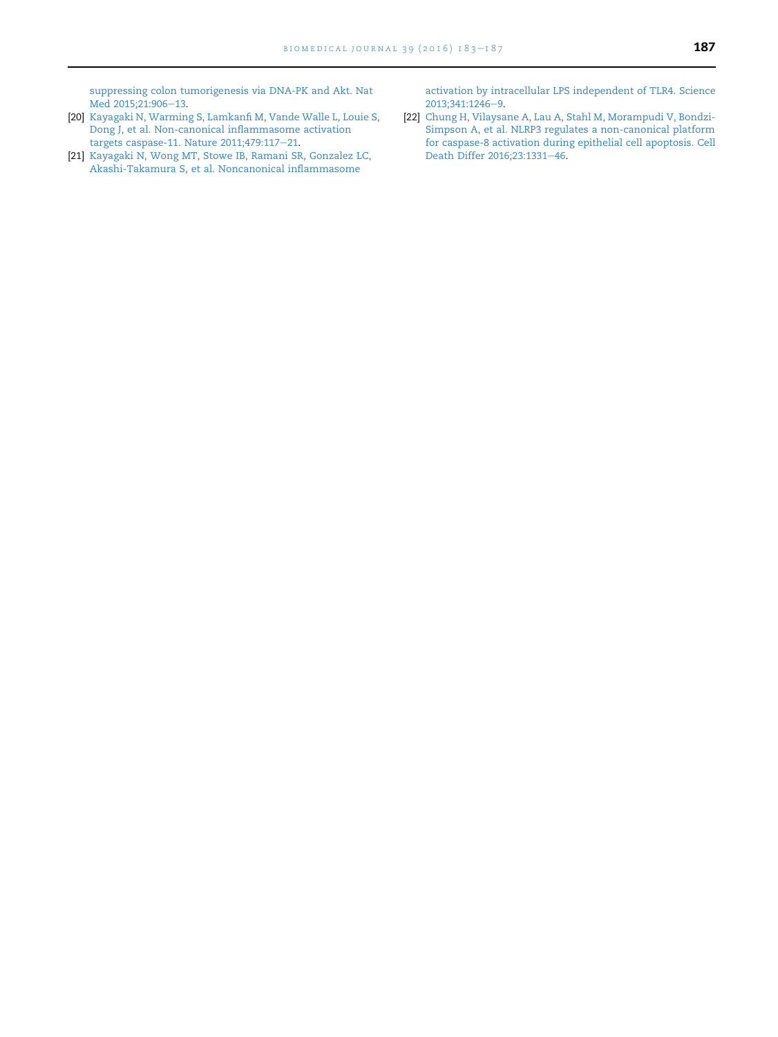suppressing colon tumorigenesis via DNA-PK and Akt. Nat Med 2015;21:906–13.

[20] Kayagaki N, Warming S, Lamkanfi M, Vande Walle L, Louie S, Dong J, et al. Non-canonical inflammasome activation targets caspase-11. Nature 2011;479:117–21.

[21] Kayagaki N, Wong MT, Stowe IB, Ramani SR, Gonzalez LC, Akashi-Takamura S, et al. Noncanonical inflammasome activation by intracellular LPS independent of TLR4. Science 2013;341:1246–9.

[22] Chung H, Vilaysane A, Lau A, Stahl M, Morampudi V, Bondzi-Simpson A, et al. NLRP3 regulates a non-canonical platform for caspase-8 activation during epithelial cell apoptosis. Cell Death Differ 2016;23:1331–46.